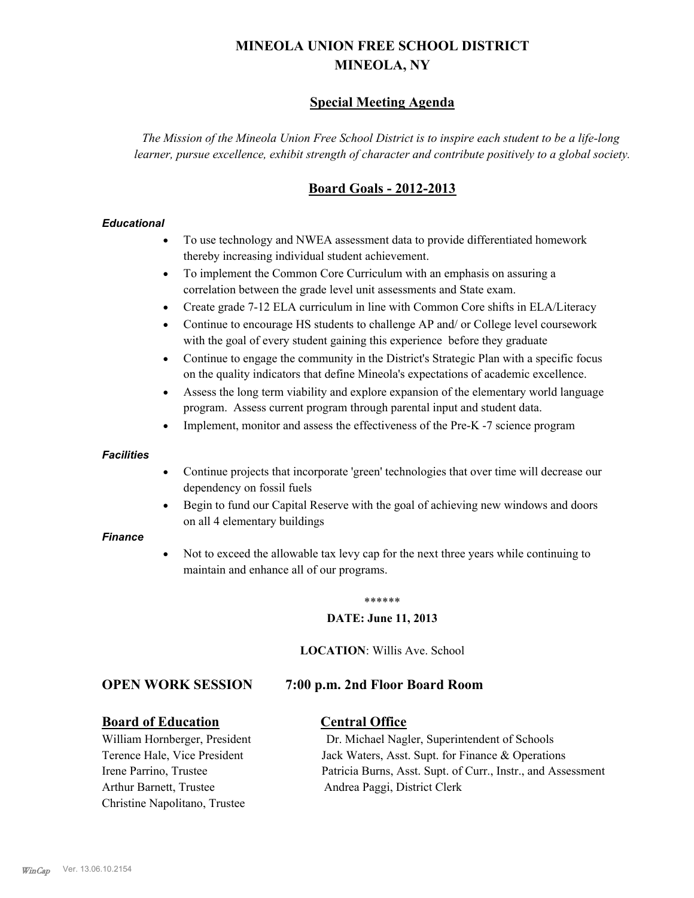# MINEOLA UNION FREE SCHOOL DISTRICT
# MINEOLA, NY

## Special Meeting Agenda

*The Mission of the Mineola Union Free School District is to inspire each student to be a life-long learner, pursue excellence, exhibit strength of character and contribute positively to a global society.*

## Board Goals - 2012-2013

***Educational***

- To use technology and NWEA assessment data to provide differentiated homework thereby increasing individual student achievement.
- To implement the Common Core Curriculum with an emphasis on assuring a correlation between the grade level unit assessments and State exam.
- Create grade 7-12 ELA curriculum in line with Common Core shifts in ELA/Literacy
- Continue to encourage HS students to challenge AP and/ or College level coursework with the goal of every student gaining this experience before they graduate
- Continue to engage the community in the District's Strategic Plan with a specific focus on the quality indicators that define Mineola's expectations of academic excellence.
- Assess the long term viability and explore expansion of the elementary world language program. Assess current program through parental input and student data.
- Implement, monitor and assess the effectiveness of the Pre-K -7 science program

***Facilities***

- Continue projects that incorporate 'green' technologies that over time will decrease our dependency on fossil fuels
- Begin to fund our Capital Reserve with the goal of achieving new windows and doors on all 4 elementary buildings

***Finance***

- Not to exceed the allowable tax levy cap for the next three years while continuing to maintain and enhance all of our programs.

******

**DATE: June 11, 2013**

**LOCATION**: Willis Ave. School

### OPEN WORK SESSION 7:00 p.m. 2nd Floor Board Room

**Board of Education**

William Hornberger, President
Terence Hale, Vice President
Irene Parrino, Trustee
Arthur Barnett, Trustee
Christine Napolitano, Trustee

**Central Office**

Dr. Michael Nagler, Superintendent of Schools
Jack Waters, Asst. Supt. for Finance & Operations
Patricia Burns, Asst. Supt. of Curr., Instr., and Assessment
Andrea Paggi, District Clerk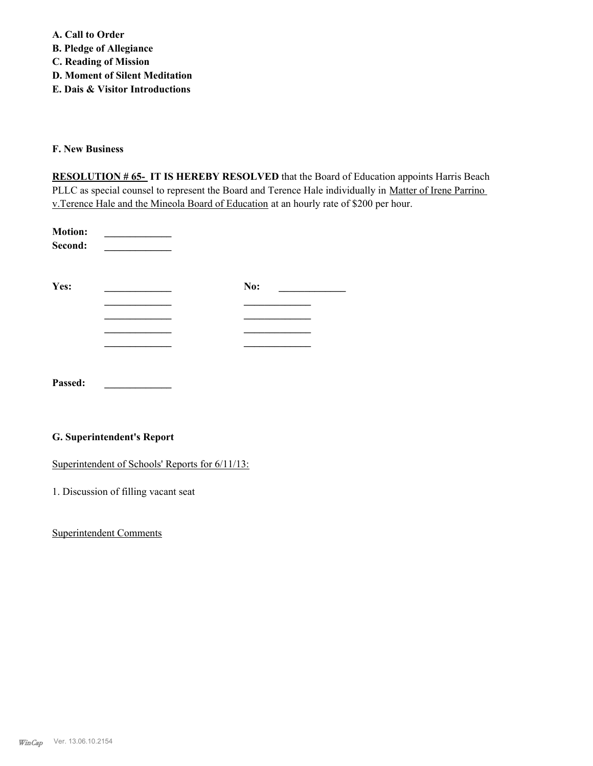**A. Call to Order**
**B. Pledge of Allegiance**
**C. Reading of Mission**
**D. Moment of Silent Meditation**
**E. Dais & Visitor Introductions**

**F. New Business**

**RESOLUTION # 65- IT IS HEREBY RESOLVED** that the Board of Education appoints Harris Beach PLLC as special counsel to represent the Board and Terence Hale individually in Matter of Irene Parrino v.Terence Hale and the Mineola Board of Education at an hourly rate of $200 per hour.

**Motion:** _____________
**Second:** _____________

| **Yes:** | _____________ | **No:** | _____________ |
|---|---|---|---|
| | _____________ | | _____________ |
| | _____________ | | _____________ |
| | _____________ | | _____________ |
| | _____________ | | _____________ |

**Passed:** _____________

**G. Superintendent's Report**

Superintendent of Schools' Reports for 6/11/13:

1. Discussion of filling vacant seat

Superintendent Comments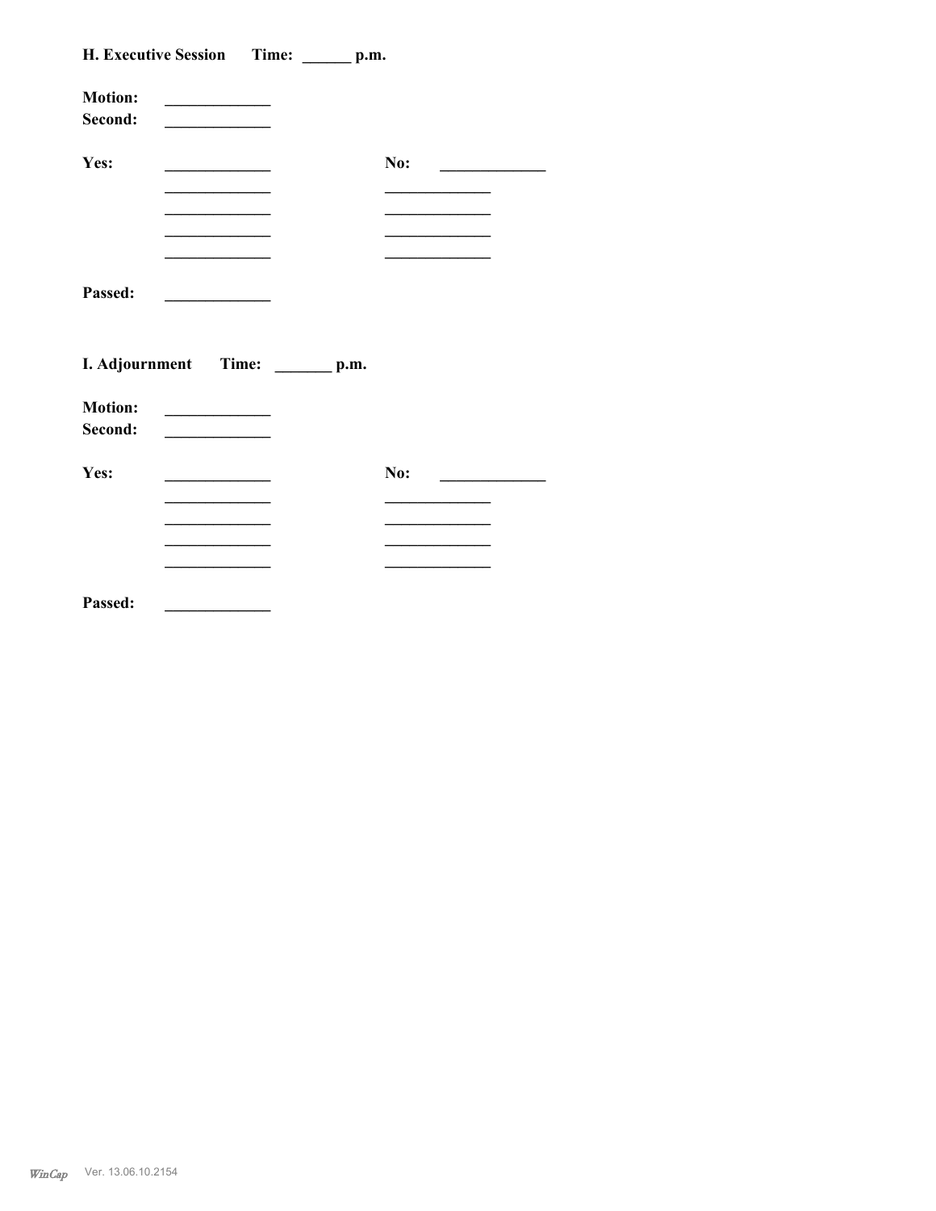**H. Executive Session** **Time: ______ p.m.**

**Motion:** _____________
**Second:** _____________

**Yes:** _____________ **No:** _____________
_____________ _____________
_____________ _____________
_____________ _____________
_____________ _____________

**Passed:** _____________

**I. Adjournment** **Time: _______ p.m.**

**Motion:** _____________
**Second:** _____________

**Yes:** _____________ **No:** _____________
_____________ _____________
_____________ _____________
_____________ _____________
_____________ _____________

**Passed:** _____________

*WinCap* Ver. 13.06.10.2154